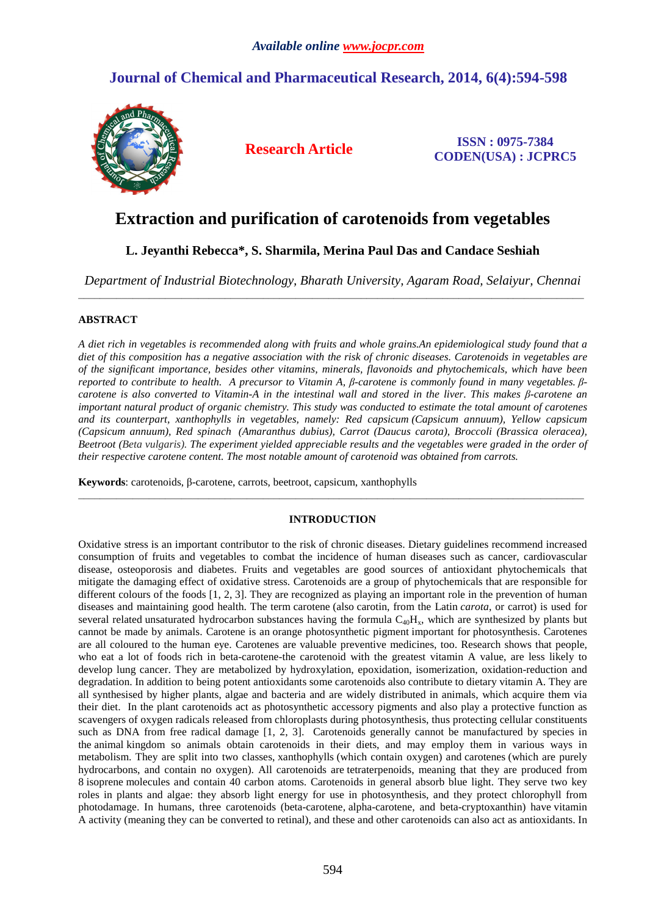*Available online www.jocpr.com*

# Journal of Chemical and Pharmaceutical Research, 2014, 6(4):594-598

**Research Article**

**ISSN : 0975-7384**
**CODEN(USA) : JCPRC5**

# Extraction and purification of carotenoids from vegetables

**L. Jeyanthi Rebecca\*, S. Sharmila, Merina Paul Das and Candace Seshiah**

*Department of Industrial Biotechnology, Bharath University, Agaram Road, Selaiyur, Chennai*

---

## ABSTRACT

*A diet rich in vegetables is recommended along with fruits and whole grains.An epidemiological study found that a diet of this composition has a negative association with the risk of chronic diseases. Carotenoids in vegetables are of the significant importance, besides other vitamins, minerals, flavonoids and phytochemicals, which have been reported to contribute to health. A precursor to Vitamin A, β-carotene is commonly found in many vegetables. β-carotene is also converted to Vitamin-A in the intestinal wall and stored in the liver. This makes β-carotene an important natural product of organic chemistry. This study was conducted to estimate the total amount of carotenes and its counterpart, xanthophylls in vegetables, namely: Red capsicum (Capsicum annuum), Yellow capsicum (Capsicum annuum), Red spinach (Amaranthus dubius), Carrot (Daucus carota), Broccoli (Brassica oleracea), Beetroot (Beta vulgaris). The experiment yielded appreciable results and the vegetables were graded in the order of their respective carotene content. The most notable amount of carotenoid was obtained from carrots.*

**Keywords**: carotenoids, β-carotene, carrots, beetroot, capsicum, xanthophylls

---

## INTRODUCTION

Oxidative stress is an important contributor to the risk of chronic diseases. Dietary guidelines recommend increased consumption of fruits and vegetables to combat the incidence of human diseases such as cancer, cardiovascular disease, osteoporosis and diabetes. Fruits and vegetables are good sources of antioxidant phytochemicals that mitigate the damaging effect of oxidative stress. Carotenoids are a group of phytochemicals that are responsible for different colours of the foods [1, 2, 3]. They are recognized as playing an important role in the prevention of human diseases and maintaining good health. The term carotene (also carotin, from the Latin *carota*, or carrot) is used for several related unsaturated hydrocarbon substances having the formula $C_{40}H_x$, which are synthesized by plants but cannot be made by animals. Carotene is an orange photosynthetic pigment important for photosynthesis. Carotenes are all coloured to the human eye. Carotenes are valuable preventive medicines, too. Research shows that people, who eat a lot of foods rich in beta-carotene-the carotenoid with the greatest vitamin A value, are less likely to develop lung cancer. They are metabolized by hydroxylation, epoxidation, isomerization, oxidation-reduction and degradation. In addition to being potent antioxidants some carotenoids also contribute to dietary vitamin A. They are all synthesised by higher plants, algae and bacteria and are widely distributed in animals, which acquire them via their diet. In the plant carotenoids act as photosynthetic accessory pigments and also play a protective function as scavengers of oxygen radicals released from chloroplasts during photosynthesis, thus protecting cellular constituents such as DNA from free radical damage [1, 2, 3]. Carotenoids generally cannot be manufactured by species in the animal kingdom so animals obtain carotenoids in their diets, and may employ them in various ways in metabolism. They are split into two classes, xanthophylls (which contain oxygen) and carotenes (which are purely hydrocarbons, and contain no oxygen). All carotenoids are tetraterpenoids, meaning that they are produced from 8 isoprene molecules and contain 40 carbon atoms. Carotenoids in general absorb blue light. They serve two key roles in plants and algae: they absorb light energy for use in photosynthesis, and they protect chlorophyll from photodamage. In humans, three carotenoids (beta-carotene, alpha-carotene, and beta-cryptoxanthin) have vitamin A activity (meaning they can be converted to retinal), and these and other carotenoids can also act as antioxidants. In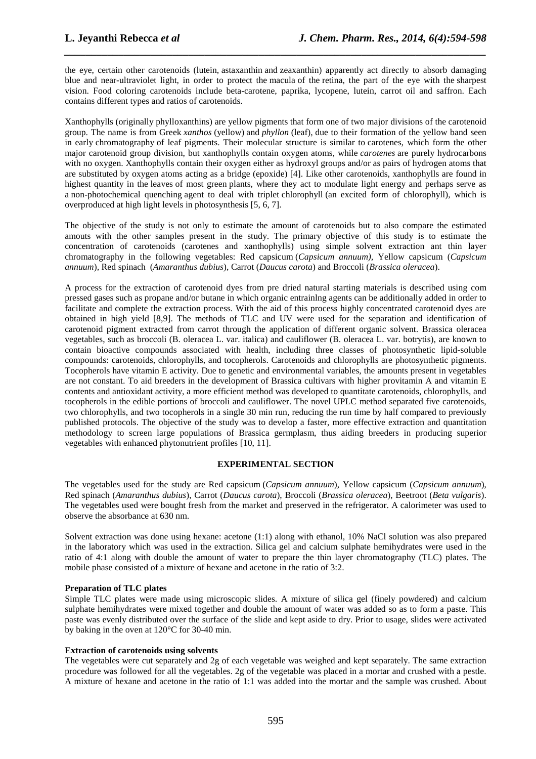the eye, certain other carotenoids (lutein, astaxanthin and zeaxanthin) apparently act directly to absorb damaging blue and near-ultraviolet light, in order to protect the macula of the retina, the part of the eye with the sharpest vision. Food coloring carotenoids include beta-carotene, paprika, lycopene, lutein, carrot oil and saffron. Each contains different types and ratios of carotenoids.

Xanthophylls (originally phylloxanthins) are yellow pigments that form one of two major divisions of the carotenoid group. The name is from Greek *xanthos* (yellow) and *phyllon* (leaf), due to their formation of the yellow band seen in early chromatography of leaf pigments. Their molecular structure is similar to carotenes, which form the other major carotenoid group division, but xanthophylls contain oxygen atoms, while *carotenes* are purely hydrocarbons with no oxygen. Xanthophylls contain their oxygen either as hydroxyl groups and/or as pairs of hydrogen atoms that are substituted by oxygen atoms acting as a bridge (epoxide) [4]. Like other carotenoids, xanthophylls are found in highest quantity in the leaves of most green plants, where they act to modulate light energy and perhaps serve as a non-photochemical quenching agent to deal with triplet chlorophyll (an excited form of chlorophyll), which is overproduced at high light levels in photosynthesis [5, 6, 7].

The objective of the study is not only to estimate the amount of carotenoids but to also compare the estimated amouts with the other samples present in the study. The primary objective of this study is to estimate the concentration of carotenoids (carotenes and xanthophylls) using simple solvent extraction ant thin layer chromatography in the following vegetables: Red capsicum (*Capsicum annuum),* Yellow capsicum (*Capsicum annuum*), Red spinach (*Amaranthus dubius*), Carrot (*Daucus carota*) and Broccoli (*Brassica oleracea*).

A process for the extraction of carotenoid dyes from pre dried natural starting materials is described using com pressed gases such as propane and/or butane in which organic entrainlng agents can be additionally added in order to facilitate and complete the extraction process. With the aid of this process highly concentrated carotenoid dyes are obtained in high yield [8,9]. The methods of TLC and UV were used for the separation and identification of carotenoid pigment extracted from carrot through the application of different organic solvent. Brassica oleracea vegetables, such as broccoli (B. oleracea L. var. italica) and cauliflower (B. oleracea L. var. botrytis), are known to contain bioactive compounds associated with health, including three classes of photosynthetic lipid-soluble compounds: carotenoids, chlorophylls, and tocopherols. Carotenoids and chlorophylls are photosynthetic pigments. Tocopherols have vitamin E activity. Due to genetic and environmental variables, the amounts present in vegetables are not constant. To aid breeders in the development of Brassica cultivars with higher provitamin A and vitamin E contents and antioxidant activity, a more efficient method was developed to quantitate carotenoids, chlorophylls, and tocopherols in the edible portions of broccoli and cauliflower. The novel UPLC method separated five carotenoids, two chlorophylls, and two tocopherols in a single 30 min run, reducing the run time by half compared to previously published protocols. The objective of the study was to develop a faster, more effective extraction and quantitation methodology to screen large populations of Brassica germplasm, thus aiding breeders in producing superior vegetables with enhanced phytonutrient profiles [10, 11].

## EXPERIMENTAL SECTION

The vegetables used for the study are Red capsicum (*Capsicum annuum*), Yellow capsicum (*Capsicum annuum*), Red spinach (*Amaranthus dubius*), Carrot (*Daucus carota*), Broccoli (*Brassica oleracea*), Beetroot (*Beta vulgaris*). The vegetables used were bought fresh from the market and preserved in the refrigerator. A calorimeter was used to observe the absorbance at 630 nm.

Solvent extraction was done using hexane: acetone (1:1) along with ethanol, 10% NaCl solution was also prepared in the laboratory which was used in the extraction. Silica gel and calcium sulphate hemihydrates were used in the ratio of 4:1 along with double the amount of water to prepare the thin layer chromatography (TLC) plates. The mobile phase consisted of a mixture of hexane and acetone in the ratio of 3:2.

### Preparation of TLC plates

Simple TLC plates were made using microscopic slides. A mixture of silica gel (finely powdered) and calcium sulphate hemihydrates were mixed together and double the amount of water was added so as to form a paste. This paste was evenly distributed over the surface of the slide and kept aside to dry. Prior to usage, slides were activated by baking in the oven at 120°C for 30-40 min.

### Extraction of carotenoids using solvents

The vegetables were cut separately and 2g of each vegetable was weighed and kept separately. The same extraction procedure was followed for all the vegetables. 2g of the vegetable was placed in a mortar and crushed with a pestle. A mixture of hexane and acetone in the ratio of 1:1 was added into the mortar and the sample was crushed. About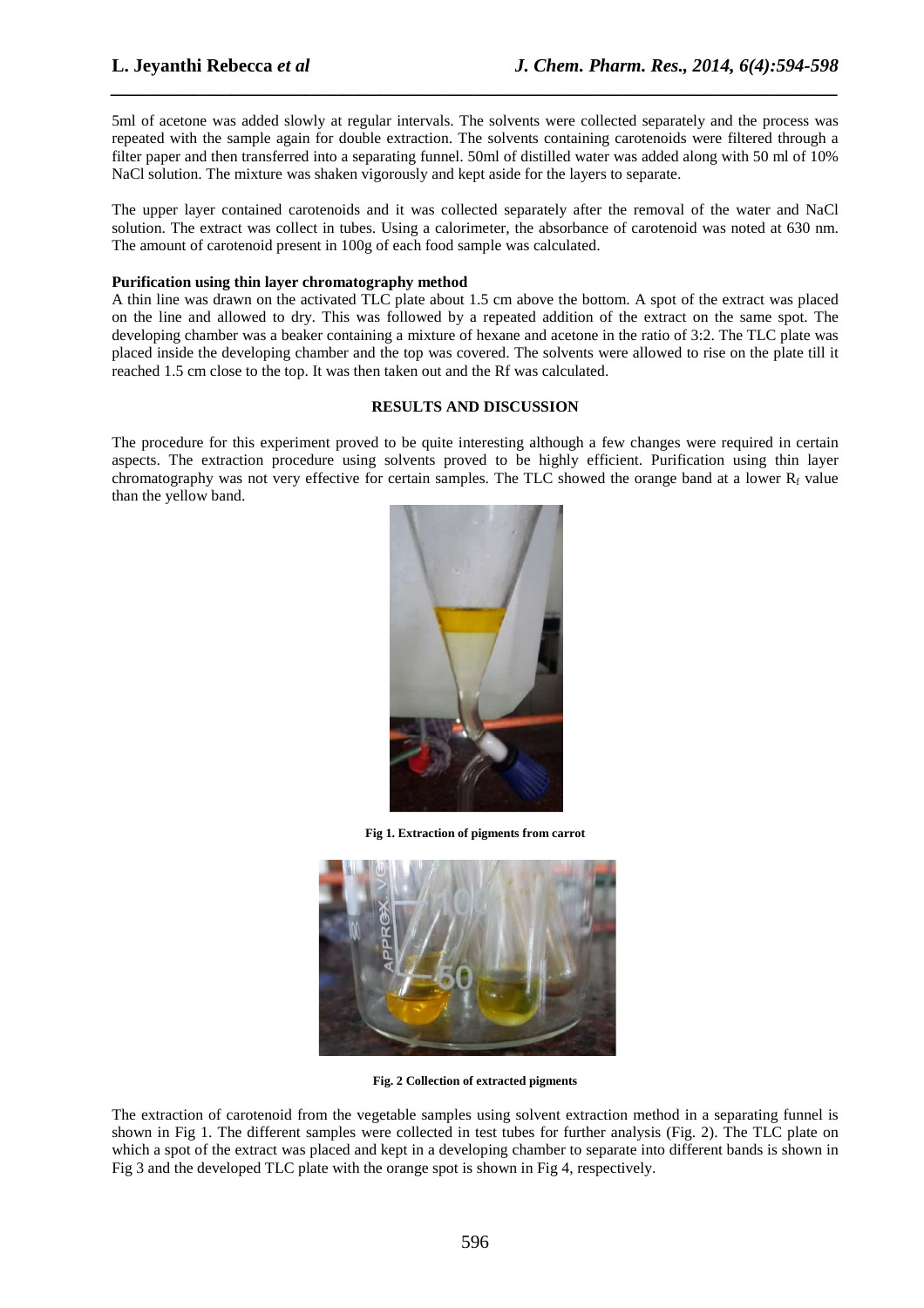5ml of acetone was added slowly at regular intervals. The solvents were collected separately and the process was repeated with the sample again for double extraction. The solvents containing carotenoids were filtered through a filter paper and then transferred into a separating funnel. 50ml of distilled water was added along with 50 ml of 10% NaCl solution. The mixture was shaken vigorously and kept aside for the layers to separate.

The upper layer contained carotenoids and it was collected separately after the removal of the water and NaCl solution. The extract was collect in tubes. Using a calorimeter, the absorbance of carotenoid was noted at 630 nm. The amount of carotenoid present in 100g of each food sample was calculated.

**Purification using thin layer chromatography method**

A thin line was drawn on the activated TLC plate about 1.5 cm above the bottom. A spot of the extract was placed on the line and allowed to dry. This was followed by a repeated addition of the extract on the same spot. The developing chamber was a beaker containing a mixture of hexane and acetone in the ratio of 3:2. The TLC plate was placed inside the developing chamber and the top was covered. The solvents were allowed to rise on the plate till it reached 1.5 cm close to the top. It was then taken out and the Rf was calculated.

## RESULTS AND DISCUSSION

The procedure for this experiment proved to be quite interesting although a few changes were required in certain aspects. The extraction procedure using solvents proved to be highly efficient. Purification using thin layer chromatography was not very effective for certain samples. The TLC showed the orange band at a lower $R_f$ value than the yellow band.

**Fig 1. Extraction of pigments from carrot**

**Fig. 2 Collection of extracted pigments**

The extraction of carotenoid from the vegetable samples using solvent extraction method in a separating funnel is shown in Fig 1. The different samples were collected in test tubes for further analysis (Fig. 2). The TLC plate on which a spot of the extract was placed and kept in a developing chamber to separate into different bands is shown in Fig 3 and the developed TLC plate with the orange spot is shown in Fig 4, respectively.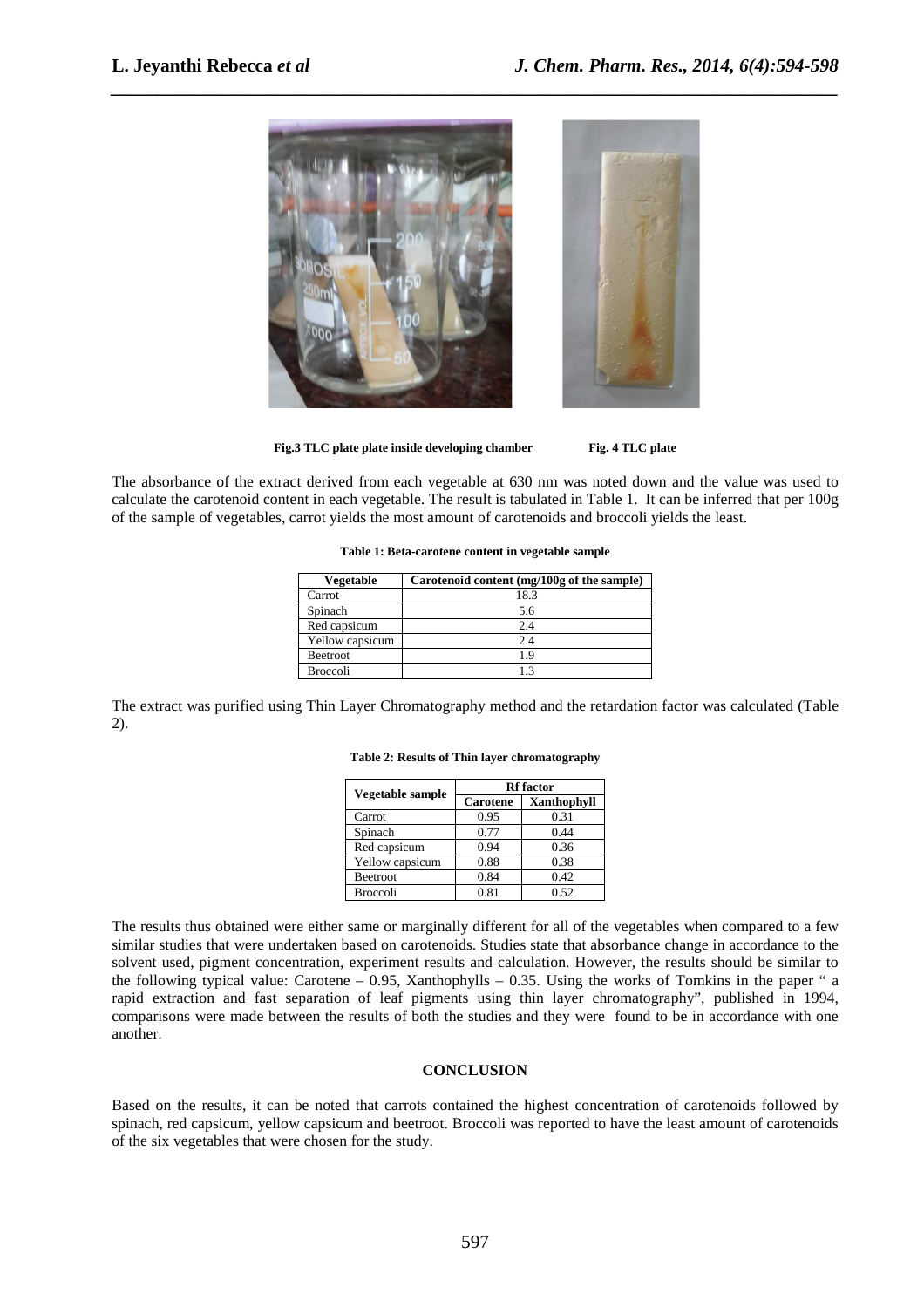Fig.3 TLC plate plate inside developing chamber     Fig. 4 TLC plate

The absorbance of the extract derived from each vegetable at 630 nm was noted down and the value was used to calculate the carotenoid content in each vegetable. The result is tabulated in Table 1. It can be inferred that per 100g of the sample of vegetables, carrot yields the most amount of carotenoids and broccoli yields the least.

**Table 1: Beta-carotene content in vegetable sample**

| Vegetable | Carotenoid content (mg/100g of the sample) |
|---|---|
| Carrot | 18.3 |
| Spinach | 5.6 |
| Red capsicum | 2.4 |
| Yellow capsicum | 2.4 |
| Beetroot | 1.9 |
| Broccoli | 1.3 |

The extract was purified using Thin Layer Chromatography method and the retardation factor was calculated (Table 2).

**Table 2: Results of Thin layer chromatography**

| Vegetable sample | Rf factor | |
|---|---|---|
| | Carotene | Xanthophyll |
| Carrot | 0.95 | 0.31 |
| Spinach | 0.77 | 0.44 |
| Red capsicum | 0.94 | 0.36 |
| Yellow capsicum | 0.88 | 0.38 |
| Beetroot | 0.84 | 0.42 |
| Broccoli | 0.81 | 0.52 |

The results thus obtained were either same or marginally different for all of the vegetables when compared to a few similar studies that were undertaken based on carotenoids. Studies state that absorbance change in accordance to the solvent used, pigment concentration, experiment results and calculation. However, the results should be similar to the following typical value: Carotene – 0.95, Xanthophylls – 0.35. Using the works of Tomkins in the paper " a rapid extraction and fast separation of leaf pigments using thin layer chromatography", published in 1994, comparisons were made between the results of both the studies and they were found to be in accordance with one another.

## CONCLUSION

Based on the results, it can be noted that carrots contained the highest concentration of carotenoids followed by spinach, red capsicum, yellow capsicum and beetroot. Broccoli was reported to have the least amount of carotenoids of the six vegetables that were chosen for the study.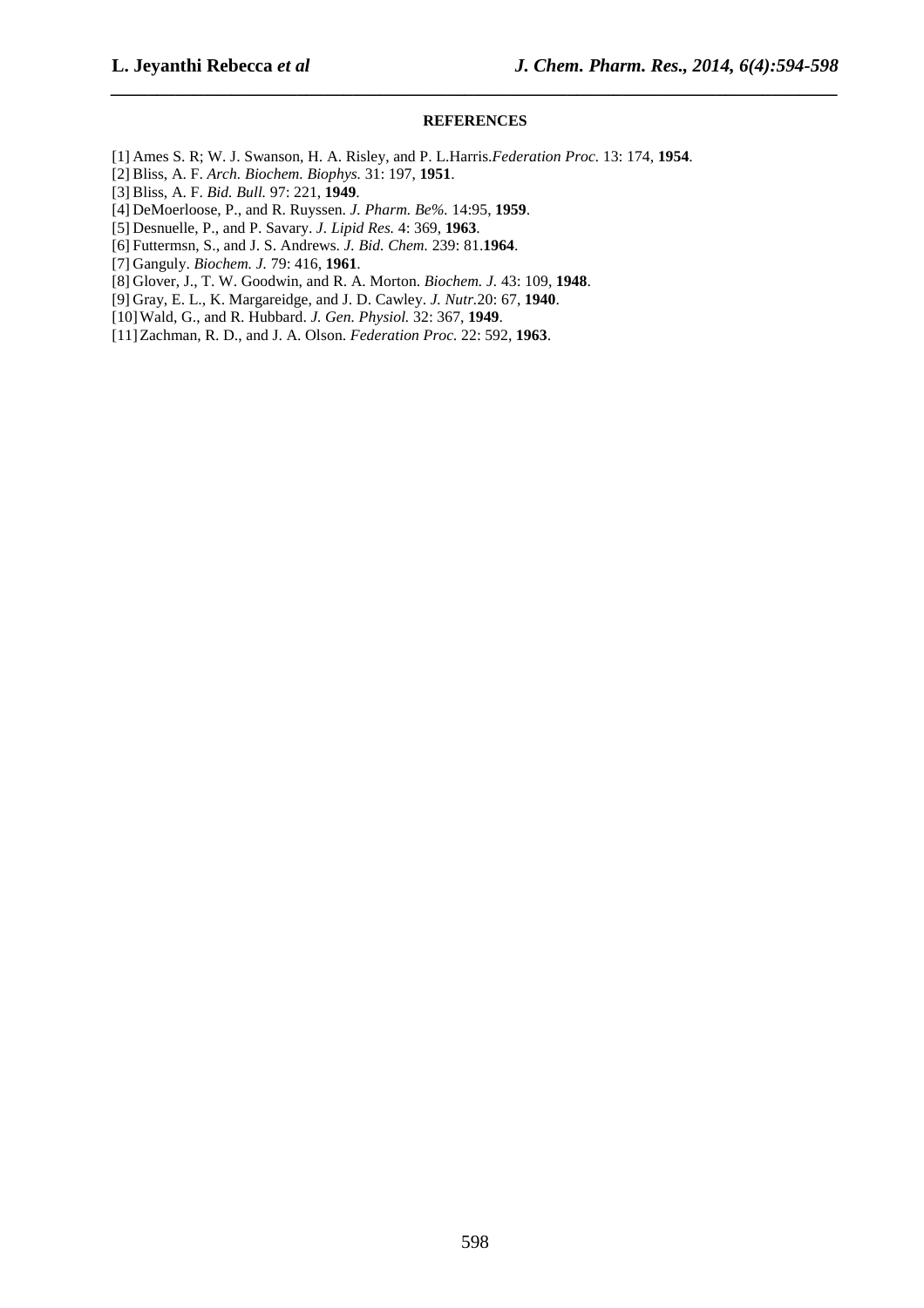## REFERENCES

[1] Ames S. R; W. J. Swanson, H. A. Risley, and P. L.Harris.*Federation Proc.* 13: 174, **1954**.
[2] Bliss, A. F. *Arch. Biochem. Biophys.* 31: 197, **1951**.
[3] Bliss, A. F. *Bid. Bull.* 97: 221, **1949**.
[4] DeMoerloose, P., and R. Ruyssen. *J. Pharm. Be%.* 14:95, **1959**.
[5] Desnuelle, P., and P. Savary. *J. Lipid Res.* 4: 369, **1963**.
[6] Futtermsn, S., and J. S. Andrews. *J. Bid. Chem.* 239: 81.**1964**.
[7] Ganguly. *Biochem. J.* 79: 416, **1961**.
[8] Glover, J., T. W. Goodwin, and R. A. Morton. *Biochem. J.* 43: 109, **1948**.
[9] Gray, E. L., K. Margareidge, and J. D. Cawley. *J. Nutr.*20: 67, **1940**.
[10] Wald, G., and R. Hubbard. *J. Gen. Physiol.* 32: 367, **1949**.
[11] Zachman, R. D., and J. A. Olson. *Federation Proc.* 22: 592, **1963**.